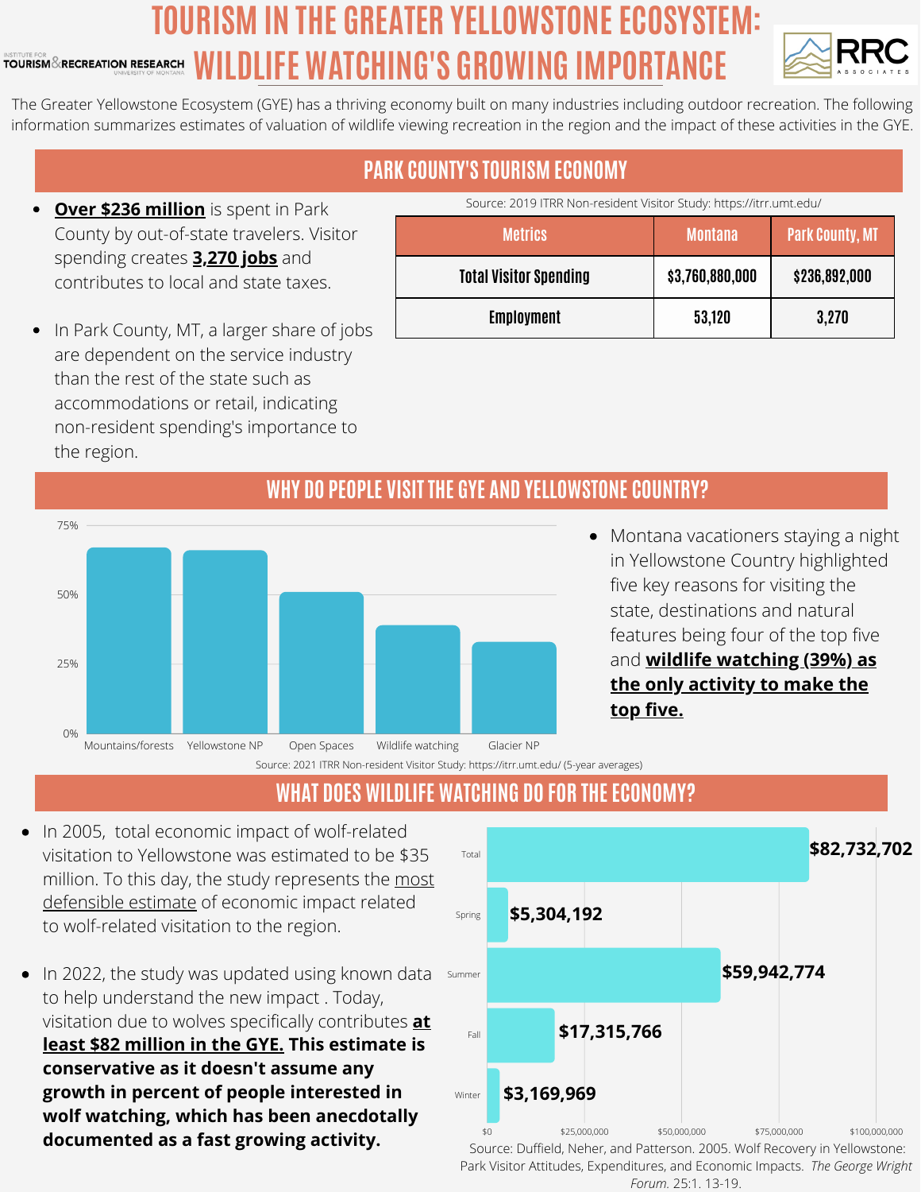# TOURISM IN THE GREATER YELLOWSTONE ECOSYSTEM: WILDLIFE WATCHING'S GROWING IMPORTANCE

INSTITUTE FOR TOURISM & RECREATION RESEARCH UNIVERSITY OF MONTANA

RRC ASSOCIATES

The Greater Yellowstone Ecosystem (GYE) has a thriving economy built on many industries including outdoor recreation. The following information summarizes estimates of valuation of wildlife viewing recreation in the region and the impact of these activities in the GYE.

## PARK COUNTY'S TOURISM ECONOMY

- **Over $236 million** is spent in Park County by out-of-state travelers. Visitor spending creates **3,270 jobs** and contributes to local and state taxes.
- In Park County, MT, a larger share of jobs are dependent on the service industry than the rest of the state such as accommodations or retail, indicating non-resident spending's importance to the region.

Source: 2019 ITRR Non-resident Visitor Study: https://itrr.umt.edu/

| Metrics | Montana | Park County, MT |
| --- | --- | --- |
| Total Visitor Spending | $3,760,880,000 | $236,892,000 |
| Employment | 53,120 | 3,270 |

## WHY DO PEOPLE VISIT THE GYE AND YELLOWSTONE COUNTRY?

75%
50%
25%
0%
Mountains/forests
Yellowstone NP
Open Spaces
Wildlife watching
Glacier NP

Source: 2021 ITRR Non-resident Visitor Study: https://itrr.umt.edu/ (5-year averages)

- Montana vacationers staying a night in Yellowstone Country highlighted five key reasons for visiting the state, destinations and natural features being four of the top five and **wildlife watching (39%) as the only activity to make the top five.**

## WHAT DOES WILDLIFE WATCHING DO FOR THE ECONOMY?

- In 2005, total economic impact of wolf-related visitation to Yellowstone was estimated to be $35 million. To this day, the study represents the most defensible estimate of economic impact related to wolf-related visitation to the region.
- In 2022, the study was updated using known data to help understand the new impact . Today, visitation due to wolves specifically contributes **at least $82 million in the GYE. This estimate is conservative as it doesn't assume any growth in percent of people interested in wolf watching, which has been anecdotally documented as a fast growing activity.**

Total $82,732,702
Spring $5,304,192
Summer $59,942,774
Fall $17,315,766
Winter $3,169,969
$0
$25,000,000
$50,000,000
$75,000,000
$100,000,000

Source: Duffield, Neher, and Patterson. 2005. Wolf Recovery in Yellowstone: Park Visitor Attitudes, Expenditures, and Economic Impacts. *The George Wright Forum*. 25:1. 13-19.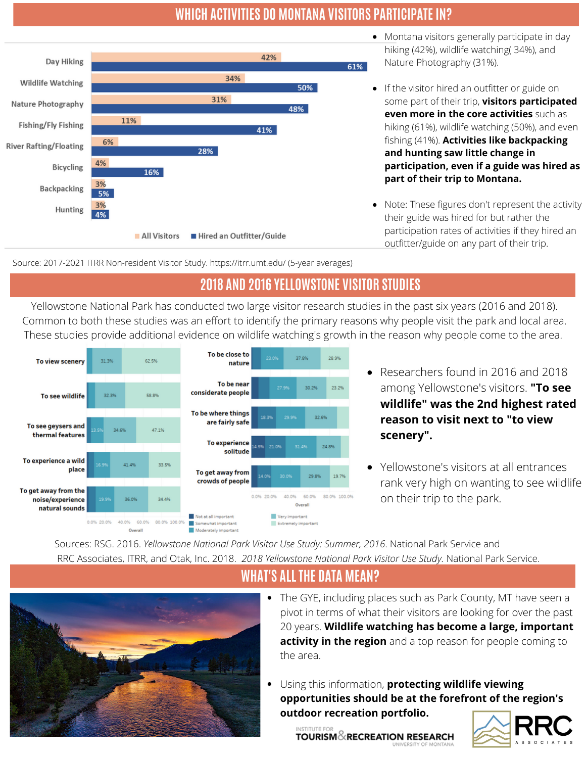# WHICH ACTIVITIES DO MONTANA VISITORS PARTICIPATE IN?

Day Hiking 42% 61%
Wildlife Watching 34% 50%
Nature Photography 31% 48%
Fishing/Fly Fishing 11% 41%
River Rafting/Floating 6% 28%
Bicycling 4% 16%
Backpacking 3% 5%
Hunting 3% 4%

All Visitors · Hired an Outfitter/Guide

- Montana visitors generally participate in day hiking (42%), wildlife watching( 34%), and Nature Photography (31%).
- If the visitor hired an outfitter or guide on some part of their trip, **visitors participated even more in the core activities** such as hiking (61%), wildlife watching (50%), and even fishing (41%). **Activities like backpacking and hunting saw little change in participation, even if a guide was hired as part of their trip to Montana.**
- Note: These figures don't represent the activity their guide was hired for but rather the participation rates of activities if they hired an outfitter/guide on any part of their trip.

Source: 2017-2021 ITRR Non-resident Visitor Study. https://itrr.umt.edu/ (5-year averages)

# 2018 AND 2016 YELLOWSTONE VISITOR STUDIES

Yellowstone National Park has conducted two large visitor research studies in the past six years (2016 and 2018). Common to both these studies was an effort to identify the primary reasons why people visit the park and local area. These studies provide additional evidence on wildlife watching's growth in the reason why people come to the area.

To view scenery 31.3% 62.5%
To see wildlife 32.3% 58.8%
To see geysers and thermal features 13.5% 34.6% 47.1%
To experience a wild place 16.9% 41.4% 33.5%
To get away from the noise/experience natural sounds 19.9% 36.0% 34.4%
To be close to nature 23.0% 37.8% 28.9%
To be near considerate people 27.9% 30.2% 23.2%
To be where things are fairly safe 18.3% 29.9% 32.6%
To experience solitude 14.5% 21.0% 31.4% 24.8%
To get away from crowds of people 14.0% 30.0% 29.8% 19.7%

0.0% 20.0% 40.0% 60.0% 80.0% 100.0%
Overall

Not at all important · Somewhat important · Moderately important · Very important · Extremely important

- Researchers found in 2016 and 2018 among Yellowstone's visitors. **"To see wildlife" was the 2nd highest rated reason to visit next to "to view scenery".**
- Yellowstone's visitors at all entrances rank very high on wanting to see wildlife on their trip to the park.

Sources: RSG. 2016. *Yellowstone National Park Visitor Use Study: Summer, 2016*. National Park Service and RRC Associates, ITRR, and Otak, Inc. 2018. *2018 Yellowstone National Park Visitor Use Study.* National Park Service.

# WHAT'S ALL THE DATA MEAN?

- The GYE, including places such as Park County, MT have seen a pivot in terms of what their visitors are looking for over the past 20 years. **Wildlife watching has become a large, important activity in the region** and a top reason for people coming to the area.
- Using this information, **protecting wildlife viewing opportunities should be at the forefront of the region's outdoor recreation portfolio.**

INSTITUTE FOR TOURISM & RECREATION RESEARCH UNIVERSITY OF MONTANA

RRC ASSOCIATES